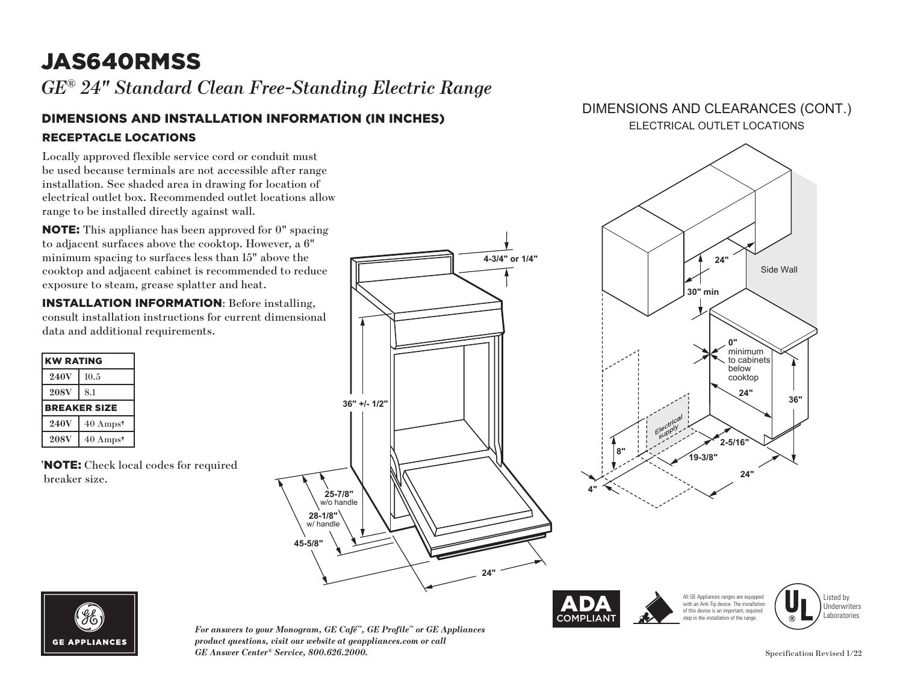# JAS640RMSS

*GE® 24" Standard Clean Free-Standing Electric Range*

## DIMENSIONS AND INSTALLATION INFORMATION (IN INCHES)

### RECEPTACLE LOCATIONS

Locally approved flexible service cord or conduit must be used because terminals are not accessible after range installation. See shaded area in drawing for location of electrical outlet box. Recommended outlet locations allow range to be installed directly against wall.

**NOTE:** This appliance has been approved for 0" spacing to adjacent surfaces above the cooktop. However, a 6" minimum spacing to surfaces less than 15" above the cooktop and adjacent cabinet is recommended to reduce exposure to steam, grease splatter and heat.

**INSTALLATION INFORMATION**: Before installing, consult installation instructions for current dimensional data and additional requirements.

| KW RATING | |
|---|---|
| 240V | 10.5 |
| 208V | 8.1 |
| **BREAKER SIZE** | |
| 240V | 40 Amps† |
| 208V | 40 Amps† |

†**NOTE:** Check local codes for required breaker size.

4-3/4" or 1/4"

36" +/- 1/2"

25-7/8" w/o handle

28-1/8" w/ handle

45-5/8"

24"

## DIMENSIONS AND CLEARANCES (CONT.)

ELECTRICAL OUTLET LOCATIONS

24"

30" min

Side Wall

0" minimum to cabinets below cooktop

24"

36"

Electrical supply

8"

2-5/16"

19-3/8"

24"

4"

*For answers to your Monogram, GE Café™, GE Profile™ or GE Appliances product questions, visit our website at geappliances.com or call GE Answer Center® Service, 800.626.2000.*

ADA COMPLIANT

All GE Appliances ranges are equipped with an Anti-Tip device. The installation of this device is an important, required step in the installation of the range.

Listed by Underwriters Laboratories

Specification Revised 1/22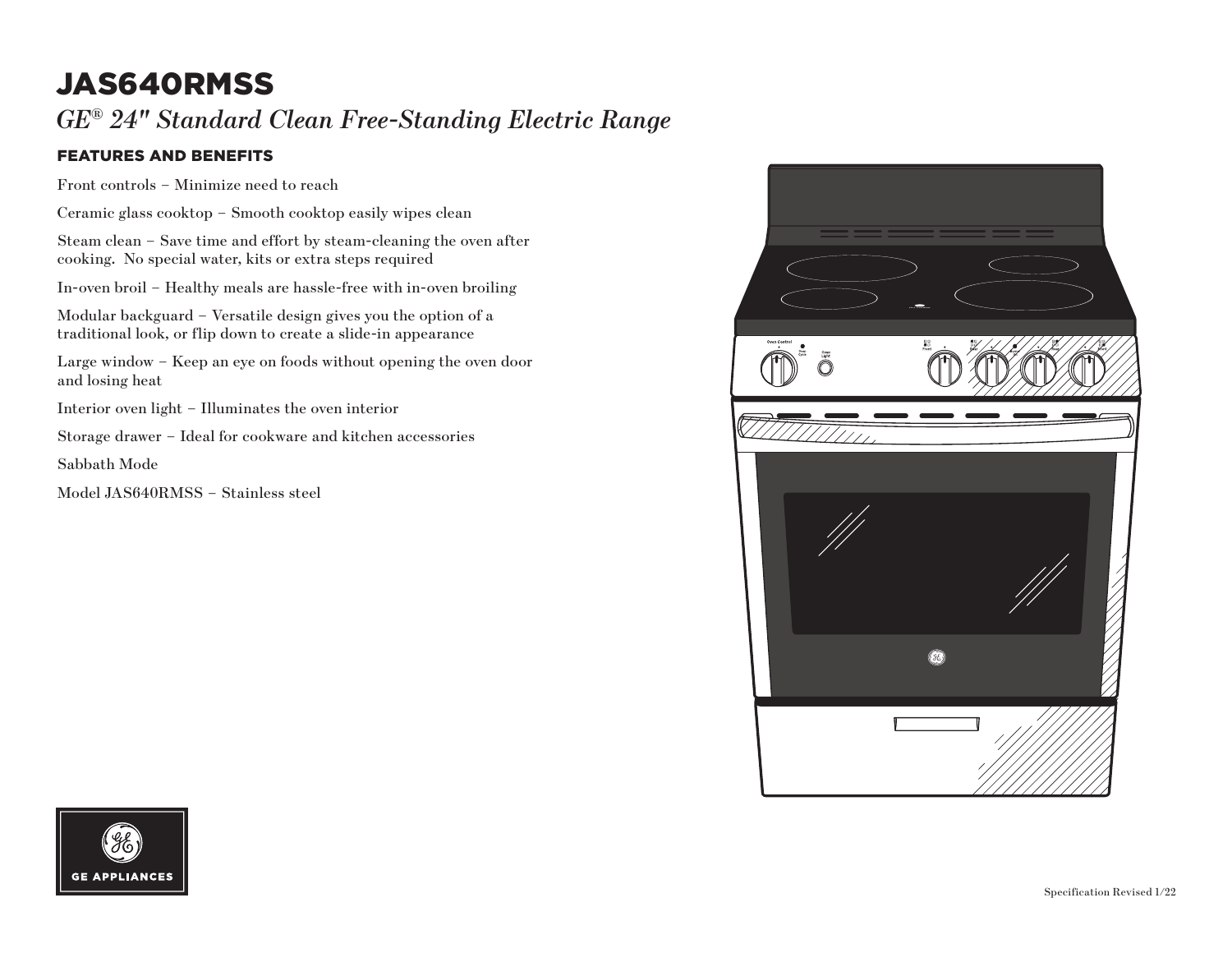# JAS640RMSS

*GE® 24" Standard Clean Free-Standing Electric Range*

## FEATURES AND BENEFITS

Front controls – Minimize need to reach

Ceramic glass cooktop – Smooth cooktop easily wipes clean

Steam clean – Save time and effort by steam-cleaning the oven after cooking. No special water, kits or extra steps required

In-oven broil – Healthy meals are hassle-free with in-oven broiling

Modular backguard – Versatile design gives you the option of a traditional look, or flip down to create a slide-in appearance

Large window – Keep an eye on foods without opening the oven door and losing heat

Interior oven light – Illuminates the oven interior

Storage drawer – Ideal for cookware and kitchen accessories

Sabbath Mode

Model JAS640RMSS – Stainless steel

GE APPLIANCES

Specification Revised 1/22